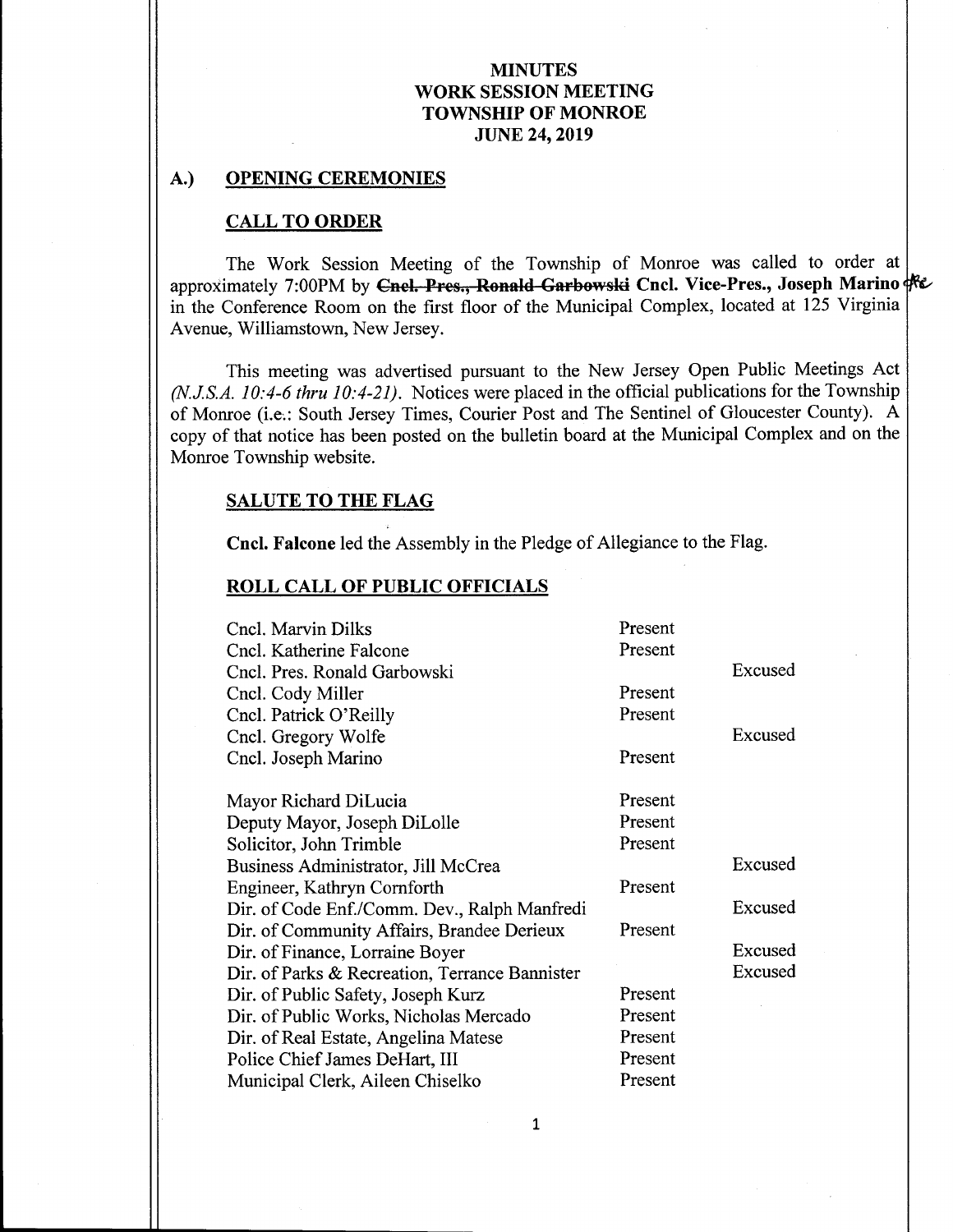# MINUTES
# WORK SESSION MEETING
# TOWNSHIP OF MONROE
# JUNE 24, 2019

## A.) OPENING CEREMONIES

### CALL TO ORDER

The Work Session Meeting of the Township of Monroe was called to order at approximately 7:00PM by ~~Cncl. Pres., Ronald Garbowski~~ **Cncl. Vice-Pres., Joseph Marino** in the Conference Room on the first floor of the Municipal Complex, located at 125 Virginia Avenue, Williamstown, New Jersey.

This meeting was advertised pursuant to the New Jersey Open Public Meetings Act *(N.J.S.A. 10:4-6 thru 10:4-21)*. Notices were placed in the official publications for the Township of Monroe (i.e.: South Jersey Times, Courier Post and The Sentinel of Gloucester County). A copy of that notice has been posted on the bulletin board at the Municipal Complex and on the Monroe Township website.

### SALUTE TO THE FLAG

**Cncl. Falcone** led the Assembly in the Pledge of Allegiance to the Flag.

### ROLL CALL OF PUBLIC OFFICIALS

| | | |
|---|---|---|
| Cncl. Marvin Dilks | Present | |
| Cncl. Katherine Falcone | Present | |
| Cncl. Pres. Ronald Garbowski | | Excused |
| Cncl. Cody Miller | Present | |
| Cncl. Patrick O'Reilly | Present | |
| Cncl. Gregory Wolfe | | Excused |
| Cncl. Joseph Marino | Present | |
| Mayor Richard DiLucia | Present | |
| Deputy Mayor, Joseph DiLolle | Present | |
| Solicitor, John Trimble | Present | |
| Business Administrator, Jill McCrea | | Excused |
| Engineer, Kathryn Cornforth | Present | |
| Dir. of Code Enf./Comm. Dev., Ralph Manfredi | | Excused |
| Dir. of Community Affairs, Brandee Derieux | Present | |
| Dir. of Finance, Lorraine Boyer | | Excused |
| Dir. of Parks & Recreation, Terrance Bannister | | Excused |
| Dir. of Public Safety, Joseph Kurz | Present | |
| Dir. of Public Works, Nicholas Mercado | Present | |
| Dir. of Real Estate, Angelina Matese | Present | |
| Police Chief James DeHart, III | Present | |
| Municipal Clerk, Aileen Chiselko | Present | |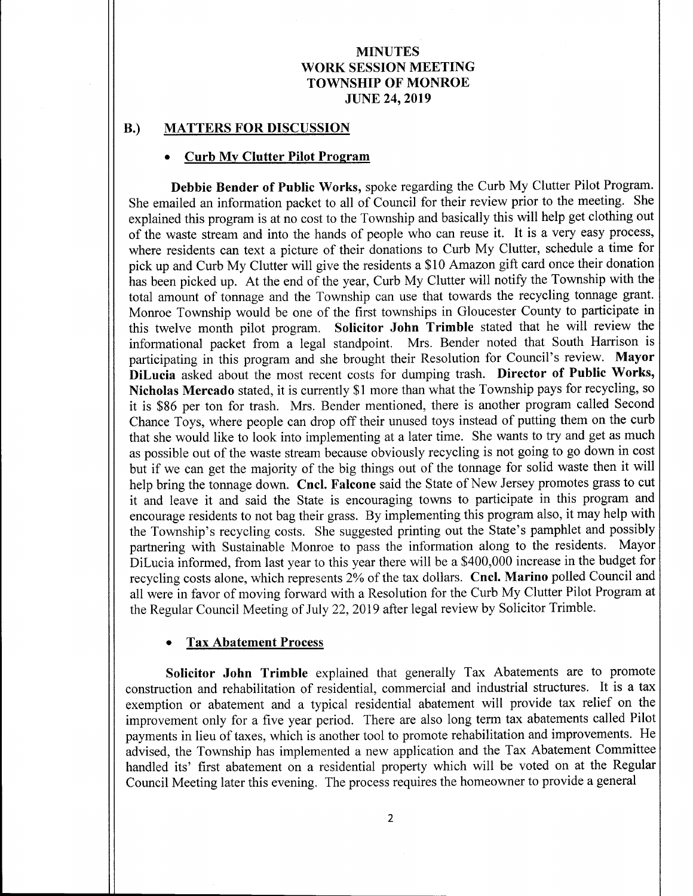# MINUTES
# WORK SESSION MEETING
# TOWNSHIP OF MONROE
# JUNE 24, 2019

## B.) MATTERS FOR DISCUSSION

- **Curb My Clutter Pilot Program**

**Debbie Bender of Public Works,** spoke regarding the Curb My Clutter Pilot Program. She emailed an information packet to all of Council for their review prior to the meeting. She explained this program is at no cost to the Township and basically this will help get clothing out of the waste stream and into the hands of people who can reuse it. It is a very easy process, where residents can text a picture of their donations to Curb My Clutter, schedule a time for pick up and Curb My Clutter will give the residents a $10 Amazon gift card once their donation has been picked up. At the end of the year, Curb My Clutter will notify the Township with the total amount of tonnage and the Township can use that towards the recycling tonnage grant. Monroe Township would be one of the first townships in Gloucester County to participate in this twelve month pilot program. **Solicitor John Trimble** stated that he will review the informational packet from a legal standpoint. Mrs. Bender noted that South Harrison is participating in this program and she brought their Resolution for Council's review. **Mayor DiLucia** asked about the most recent costs for dumping trash. **Director of Public Works, Nicholas Mercado** stated, it is currently $1 more than what the Township pays for recycling, so it is $86 per ton for trash. Mrs. Bender mentioned, there is another program called Second Chance Toys, where people can drop off their unused toys instead of putting them on the curb that she would like to look into implementing at a later time. She wants to try and get as much as possible out of the waste stream because obviously recycling is not going to go down in cost but if we can get the majority of the big things out of the tonnage for solid waste then it will help bring the tonnage down. **Cncl. Falcone** said the State of New Jersey promotes grass to cut it and leave it and said the State is encouraging towns to participate in this program and encourage residents to not bag their grass. By implementing this program also, it may help with the Township's recycling costs. She suggested printing out the State's pamphlet and possibly partnering with Sustainable Monroe to pass the information along to the residents. Mayor DiLucia informed, from last year to this year there will be a $400,000 increase in the budget for recycling costs alone, which represents 2% of the tax dollars. **Cncl. Marino** polled Council and all were in favor of moving forward with a Resolution for the Curb My Clutter Pilot Program at the Regular Council Meeting of July 22, 2019 after legal review by Solicitor Trimble.

- **Tax Abatement Process**

**Solicitor John Trimble** explained that generally Tax Abatements are to promote construction and rehabilitation of residential, commercial and industrial structures. It is a tax exemption or abatement and a typical residential abatement will provide tax relief on the improvement only for a five year period. There are also long term tax abatements called Pilot payments in lieu of taxes, which is another tool to promote rehabilitation and improvements. He advised, the Township has implemented a new application and the Tax Abatement Committee handled its' first abatement on a residential property which will be voted on at the Regular Council Meeting later this evening. The process requires the homeowner to provide a general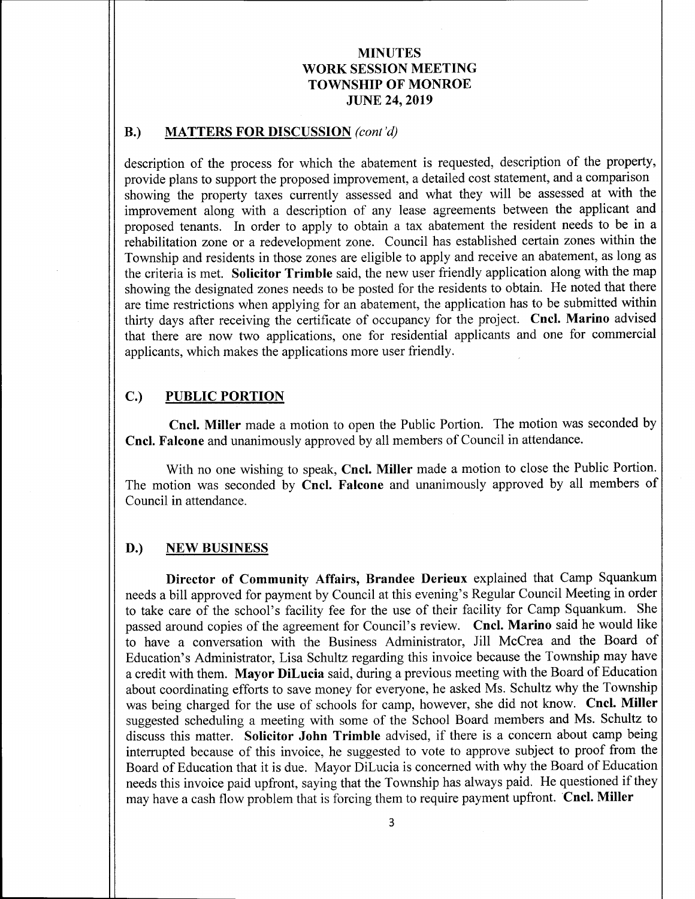# MINUTES
# WORK SESSION MEETING
# TOWNSHIP OF MONROE
# JUNE 24, 2019

## B.) MATTERS FOR DISCUSSION *(cont'd)*

description of the process for which the abatement is requested, description of the property, provide plans to support the proposed improvement, a detailed cost statement, and a comparison showing the property taxes currently assessed and what they will be assessed at with the improvement along with a description of any lease agreements between the applicant and proposed tenants. In order to apply to obtain a tax abatement the resident needs to be in a rehabilitation zone or a redevelopment zone. Council has established certain zones within the Township and residents in those zones are eligible to apply and receive an abatement, as long as the criteria is met. **Solicitor Trimble** said, the new user friendly application along with the map showing the designated zones needs to be posted for the residents to obtain. He noted that there are time restrictions when applying for an abatement, the application has to be submitted within thirty days after receiving the certificate of occupancy for the project. **Cncl. Marino** advised that there are now two applications, one for residential applicants and one for commercial applicants, which makes the applications more user friendly.

## C.) PUBLIC PORTION

**Cncl. Miller** made a motion to open the Public Portion. The motion was seconded by **Cncl. Falcone** and unanimously approved by all members of Council in attendance.

With no one wishing to speak, **Cncl. Miller** made a motion to close the Public Portion. The motion was seconded by **Cncl. Falcone** and unanimously approved by all members of Council in attendance.

## D.) NEW BUSINESS

**Director of Community Affairs, Brandee Derieux** explained that Camp Squankum needs a bill approved for payment by Council at this evening's Regular Council Meeting in order to take care of the school's facility fee for the use of their facility for Camp Squankum. She passed around copies of the agreement for Council's review. **Cncl. Marino** said he would like to have a conversation with the Business Administrator, Jill McCrea and the Board of Education's Administrator, Lisa Schultz regarding this invoice because the Township may have a credit with them. **Mayor DiLucia** said, during a previous meeting with the Board of Education about coordinating efforts to save money for everyone, he asked Ms. Schultz why the Township was being charged for the use of schools for camp, however, she did not know. **Cncl. Miller** suggested scheduling a meeting with some of the School Board members and Ms. Schultz to discuss this matter. **Solicitor John Trimble** advised, if there is a concern about camp being interrupted because of this invoice, he suggested to vote to approve subject to proof from the Board of Education that it is due. Mayor DiLucia is concerned with why the Board of Education needs this invoice paid upfront, saying that the Township has always paid. He questioned if they may have a cash flow problem that is forcing them to require payment upfront. **Cncl. Miller**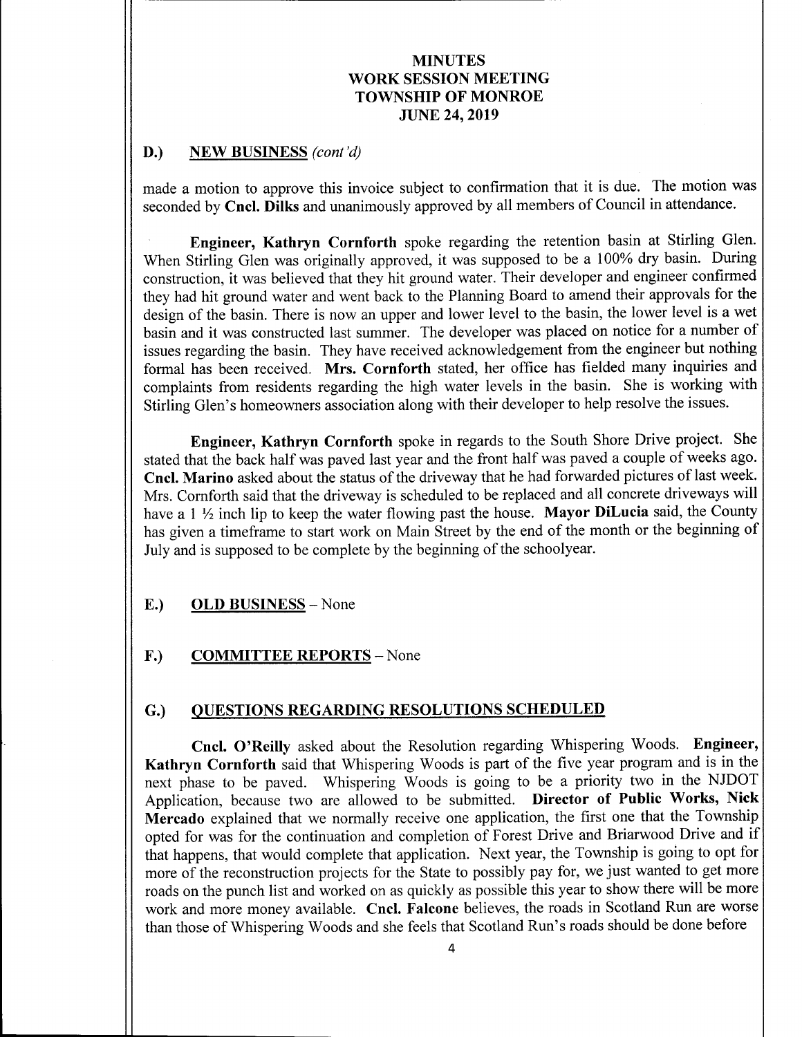## D.) NEW BUSINESS *(cont'd)*

made a motion to approve this invoice subject to confirmation that it is due. The motion was seconded by **Cncl. Dilks** and unanimously approved by all members of Council in attendance.

**Engineer, Kathryn Cornforth** spoke regarding the retention basin at Stirling Glen. When Stirling Glen was originally approved, it was supposed to be a 100% dry basin. During construction, it was believed that they hit ground water. Their developer and engineer confirmed they had hit ground water and went back to the Planning Board to amend their approvals for the design of the basin. There is now an upper and lower level to the basin, the lower level is a wet basin and it was constructed last summer. The developer was placed on notice for a number of issues regarding the basin. They have received acknowledgement from the engineer but nothing formal has been received. **Mrs. Cornforth** stated, her office has fielded many inquiries and complaints from residents regarding the high water levels in the basin. She is working with Stirling Glen's homeowners association along with their developer to help resolve the issues.

**Engineer, Kathryn Cornforth** spoke in regards to the South Shore Drive project. She stated that the back half was paved last year and the front half was paved a couple of weeks ago. **Cncl. Marino** asked about the status of the driveway that he had forwarded pictures of last week. Mrs. Cornforth said that the driveway is scheduled to be replaced and all concrete driveways will have a 1 ½ inch lip to keep the water flowing past the house. **Mayor DiLucia** said, the County has given a timeframe to start work on Main Street by the end of the month or the beginning of July and is supposed to be complete by the beginning of the schoolyear.

## E.) OLD BUSINESS – None

## F.) COMMITTEE REPORTS – None

## G.) QUESTIONS REGARDING RESOLUTIONS SCHEDULED

**Cncl. O'Reilly** asked about the Resolution regarding Whispering Woods. **Engineer, Kathryn Cornforth** said that Whispering Woods is part of the five year program and is in the next phase to be paved. Whispering Woods is going to be a priority two in the NJDOT Application, because two are allowed to be submitted. **Director of Public Works, Nick Mercado** explained that we normally receive one application, the first one that the Township opted for was for the continuation and completion of Forest Drive and Briarwood Drive and if that happens, that would complete that application. Next year, the Township is going to opt for more of the reconstruction projects for the State to possibly pay for, we just wanted to get more roads on the punch list and worked on as quickly as possible this year to show there will be more work and more money available. **Cncl. Falcone** believes, the roads in Scotland Run are worse than those of Whispering Woods and she feels that Scotland Run's roads should be done before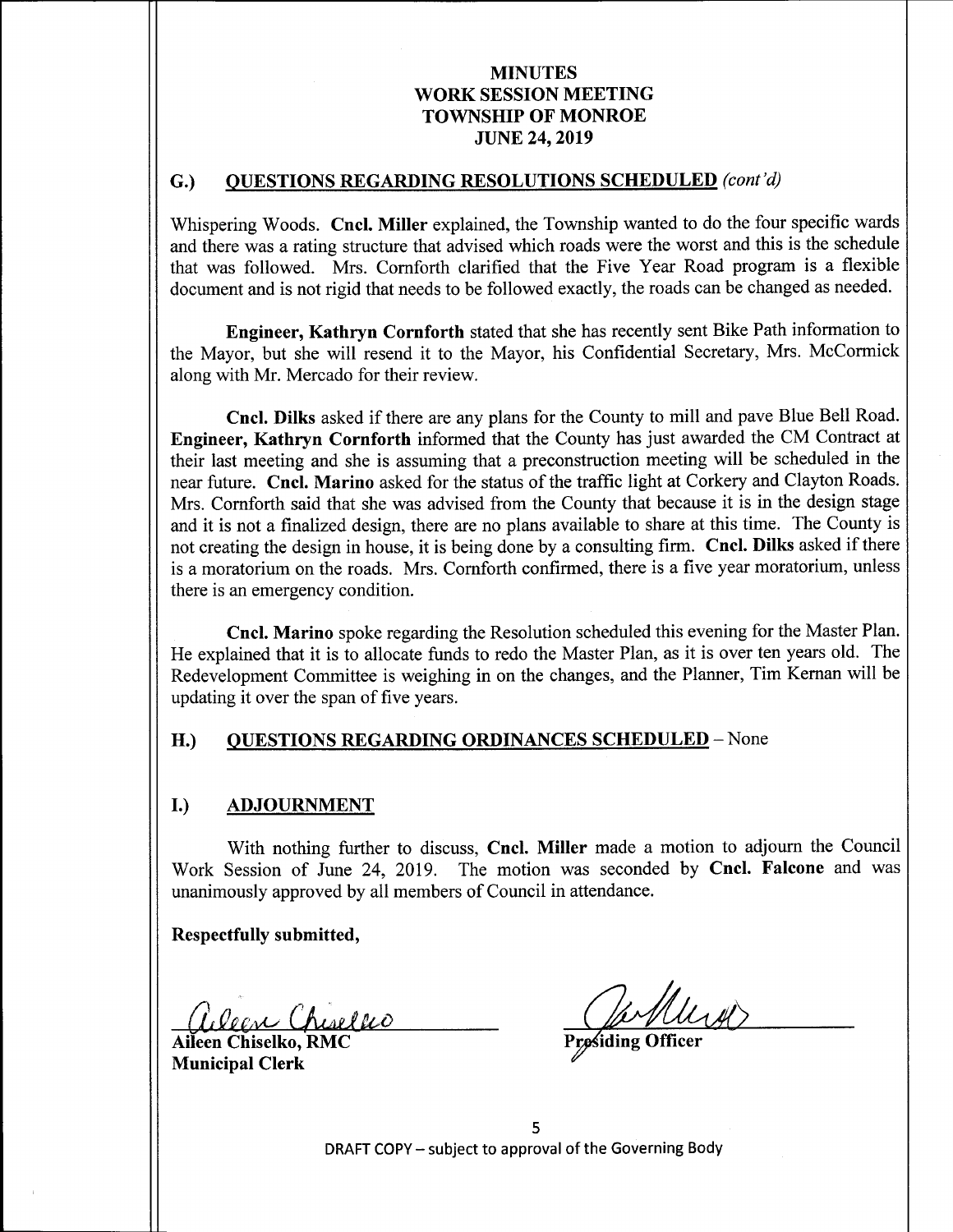# MINUTES
# WORK SESSION MEETING
# TOWNSHIP OF MONROE
# JUNE 24, 2019

## G.) QUESTIONS REGARDING RESOLUTIONS SCHEDULED *(cont'd)*

Whispering Woods. **Cncl. Miller** explained, the Township wanted to do the four specific wards and there was a rating structure that advised which roads were the worst and this is the schedule that was followed. Mrs. Cornforth clarified that the Five Year Road program is a flexible document and is not rigid that needs to be followed exactly, the roads can be changed as needed.

**Engineer, Kathryn Cornforth** stated that she has recently sent Bike Path information to the Mayor, but she will resend it to the Mayor, his Confidential Secretary, Mrs. McCormick along with Mr. Mercado for their review.

**Cncl. Dilks** asked if there are any plans for the County to mill and pave Blue Bell Road. **Engineer, Kathryn Cornforth** informed that the County has just awarded the CM Contract at their last meeting and she is assuming that a preconstruction meeting will be scheduled in the near future. **Cncl. Marino** asked for the status of the traffic light at Corkery and Clayton Roads. Mrs. Cornforth said that she was advised from the County that because it is in the design stage and it is not a finalized design, there are no plans available to share at this time. The County is not creating the design in house, it is being done by a consulting firm. **Cncl. Dilks** asked if there is a moratorium on the roads. Mrs. Cornforth confirmed, there is a five year moratorium, unless there is an emergency condition.

**Cncl. Marino** spoke regarding the Resolution scheduled this evening for the Master Plan. He explained that it is to allocate funds to redo the Master Plan, as it is over ten years old. The Redevelopment Committee is weighing in on the changes, and the Planner, Tim Kernan will be updating it over the span of five years.

## H.) QUESTIONS REGARDING ORDINANCES SCHEDULED – None

## I.) ADJOURNMENT

With nothing further to discuss, **Cncl. Miller** made a motion to adjourn the Council Work Session of June 24, 2019. The motion was seconded by **Cncl. Falcone** and was unanimously approved by all members of Council in attendance.

**Respectfully submitted,**

**Aileen Chiselko, RMC**
**Municipal Clerk**

**Presiding Officer**

DRAFT COPY – subject to approval of the Governing Body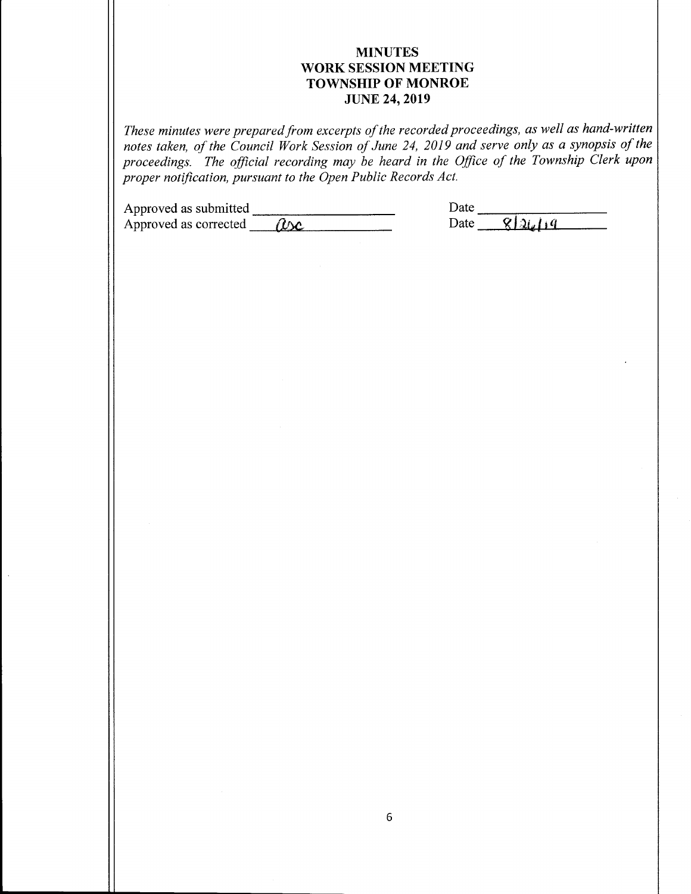**MINUTES**
**WORK SESSION MEETING**
**TOWNSHIP OF MONROE**
**JUNE 24, 2019**

*These minutes were prepared from excerpts of the recorded proceedings, as well as hand-written notes taken, of the Council Work Session of June 24, 2019 and serve only as a synopsis of the proceedings. The official recording may be heard in the Office of the Township Clerk upon proper notification, pursuant to the Open Public Records Act.*

Approved as submitted ____________________ Date ____________________

Approved as corrected ___asc___ Date ___8/26/19___